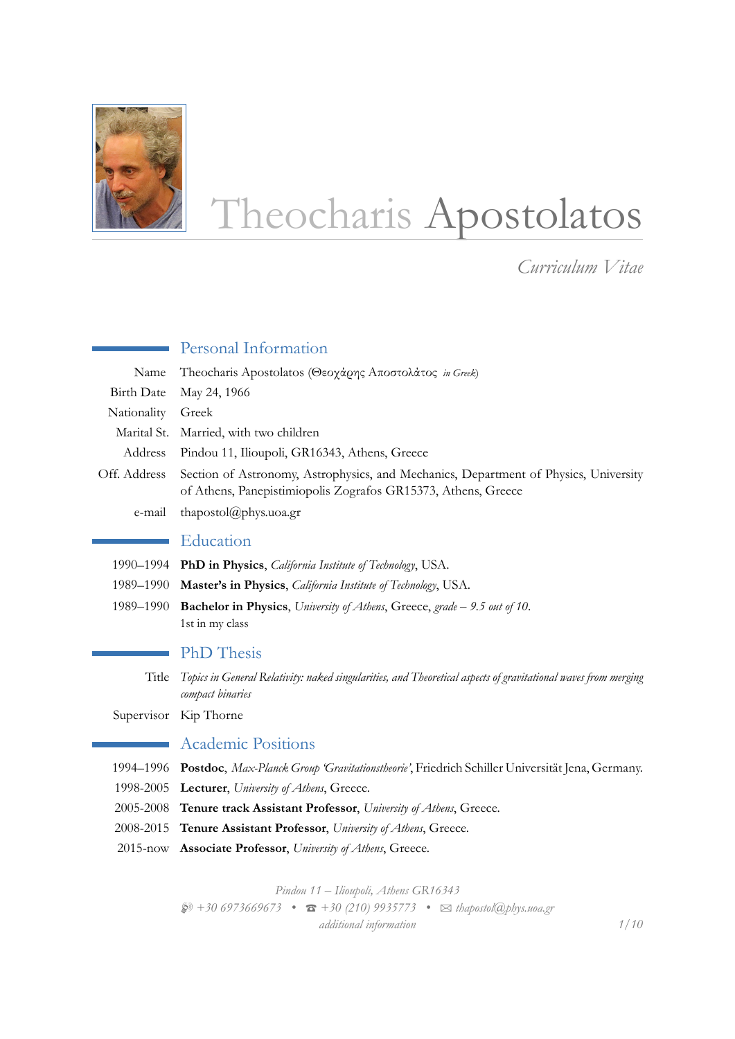# Theocharis Apostolatos

*Curriculum Vitae*

## Personal Information

| | |
|---|---|
| Name | Theocharis Apostolatos (Θεοχάρης Αποστολάτος *in Greek*) |
| Birth Date | May 24, 1966 |
| Nationality | Greek |
| Marital St. | Married, with two children |
| Address | Pindou 11, Ilioupoli, GR16343, Athens, Greece |
| Off. Address | Section of Astronomy, Astrophysics, and Mechanics, Department of Physics, University of Athens, Panepistimiopolis Zografos GR15373, Athens, Greece |
| e-mail | thapostol@phys.uoa.gr |

## Education

| | |
|---|---|
| 1990–1994 | **PhD in Physics**, *California Institute of Technology*, USA. |
| 1989–1990 | **Master's in Physics**, *California Institute of Technology*, USA. |
| 1989–1990 | **Bachelor in Physics**, *University of Athens*, Greece, *grade – 9.5 out of 10*. 1st in my class |

## PhD Thesis

| | |
|---|---|
| Title | *Topics in General Relativity: naked singularities, and Theoretical aspects of gravitational waves from merging compact binaries* |
| Supervisor | Kip Thorne |

## Academic Positions

| | |
|---|---|
| 1994–1996 | **Postdoc**, *Max-Planck Group 'Gravitationstheorie'*, Friedrich Schiller Universität Jena, Germany. |
| 1998-2005 | **Lecturer**, *University of Athens*, Greece. |
| 2005-2008 | **Tenure track Assistant Professor**, *University of Athens*, Greece. |
| 2008-2015 | **Tenure Assistant Professor**, *University of Athens*, Greece. |
| 2015-now | **Associate Professor**, *University of Athens*, Greece. |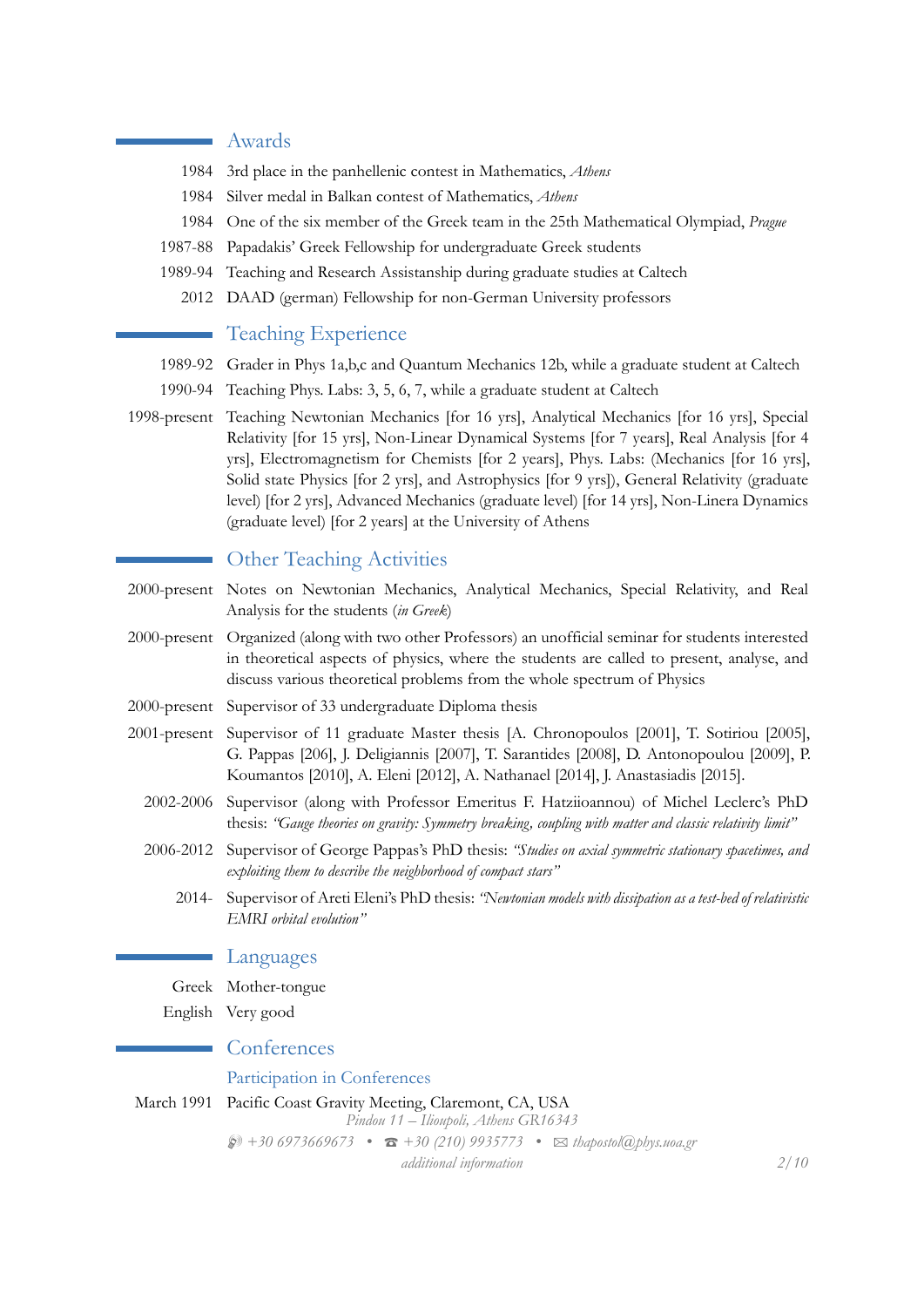## Awards

- 1984 3rd place in the panhellenic contest in Mathematics, *Athens*
- 1984 Silver medal in Balkan contest of Mathematics, *Athens*
- 1984 One of the six member of the Greek team in the 25th Mathematical Olympiad, *Prague*
- 1987-88 Papadakis' Greek Fellowship for undergraduate Greek students
- 1989-94 Teaching and Research Assistanship during graduate studies at Caltech
- 2012 DAAD (german) Fellowship for non-German University professors

## Teaching Experience

- 1989-92 Grader in Phys 1a,b,c and Quantum Mechanics 12b, while a graduate student at Caltech
- 1990-94 Teaching Phys. Labs: 3, 5, 6, 7, while a graduate student at Caltech
- 1998-present Teaching Newtonian Mechanics [for 16 yrs], Analytical Mechanics [for 16 yrs], Special Relativity [for 15 yrs], Non-Linear Dynamical Systems [for 7 years], Real Analysis [for 4 yrs], Electromagnetism for Chemists [for 2 years], Phys. Labs: (Mechanics [for 16 yrs], Solid state Physics [for 2 yrs], and Astrophysics [for 9 yrs]), General Relativity (graduate level) [for 2 yrs], Advanced Mechanics (graduate level) [for 14 yrs], Non-Linera Dynamics (graduate level) [for 2 years] at the University of Athens

## Other Teaching Activities

- 2000-present Notes on Newtonian Mechanics, Analytical Mechanics, Special Relativity, and Real Analysis for the students (*in Greek*)
- 2000-present Organized (along with two other Professors) an unofficial seminar for students interested in theoretical aspects of physics, where the students are called to present, analyse, and discuss various theoretical problems from the whole spectrum of Physics
- 2000-present Supervisor of 33 undergraduate Diploma thesis
- 2001-present Supervisor of 11 graduate Master thesis [A. Chronopoulos [2001], T. Sotiriou [2005], G. Pappas [206], J. Deligiannis [2007], T. Sarantides [2008], D. Antonopoulou [2009], P. Koumantos [2010], A. Eleni [2012], A. Nathanael [2014], J. Anastasiadis [2015].
- 2002-2006 Supervisor (along with Professor Emeritus F. Hatziioannou) of Michel Leclerc's PhD thesis: *"Gauge theories on gravity: Symmetry breaking, coupling with matter and classic relativity limit"*
- 2006-2012 Supervisor of George Pappas's PhD thesis: *"Studies on axial symmetric stationary spacetimes, and exploiting them to describe the neighborhood of compact stars"*
- 2014- Supervisor of Areti Eleni's PhD thesis: *"Newtonian models with dissipation as a test-bed of relativistic EMRI orbital evolution"*

## Languages

- Greek Mother-tongue
- English Very good

## Conferences

### Participation in Conferences

- March 1991 Pacific Coast Gravity Meeting, Claremont, CA, USA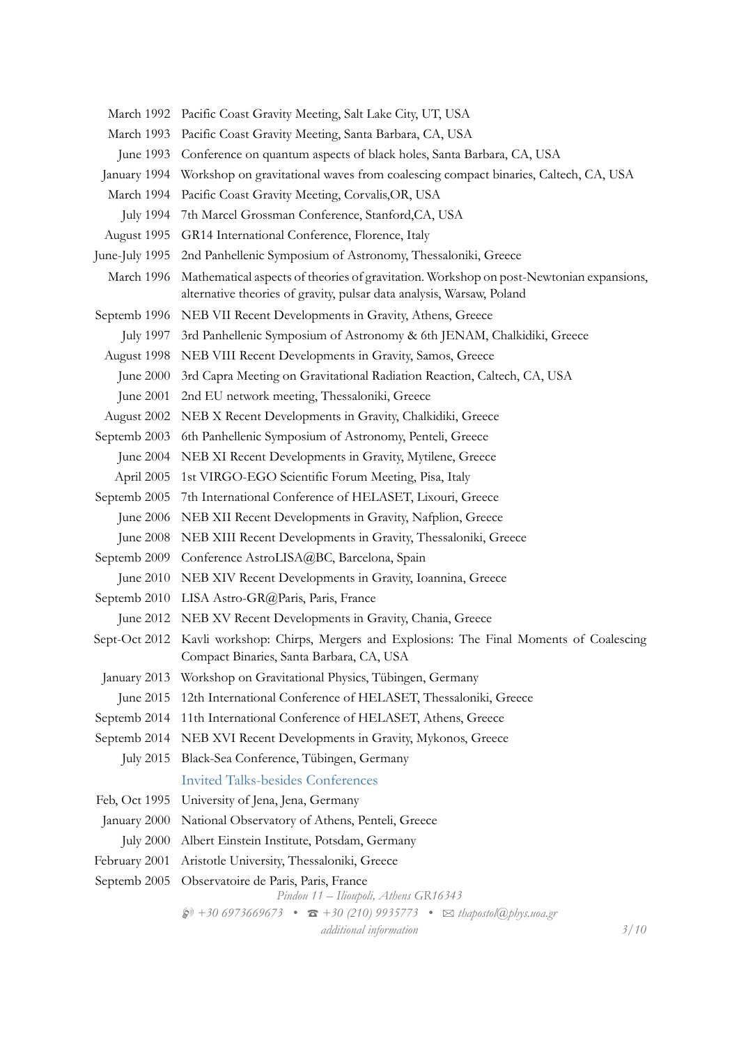| | |
|---|---|
| March 1992 | Pacific Coast Gravity Meeting, Salt Lake City, UT, USA |
| March 1993 | Pacific Coast Gravity Meeting, Santa Barbara, CA, USA |
| June 1993 | Conference on quantum aspects of black holes, Santa Barbara, CA, USA |
| January 1994 | Workshop on gravitational waves from coalescing compact binaries, Caltech, CA, USA |
| March 1994 | Pacific Coast Gravity Meeting, Corvalis,OR, USA |
| July 1994 | 7th Marcel Grossman Conference, Stanford,CA, USA |
| August 1995 | GR14 International Conference, Florence, Italy |
| June-July 1995 | 2nd Panhellenic Symposium of Astronomy, Thessaloniki, Greece |
| March 1996 | Mathematical aspects of theories of gravitation. Workshop on post-Newtonian expansions, alternative theories of gravity, pulsar data analysis, Warsaw, Poland |
| Septemb 1996 | NEB VII Recent Developments in Gravity, Athens, Greece |
| July 1997 | 3rd Panhellenic Symposium of Astronomy & 6th JENAM, Chalkidiki, Greece |
| August 1998 | NEB VIII Recent Developments in Gravity, Samos, Greece |
| June 2000 | 3rd Capra Meeting on Gravitational Radiation Reaction, Caltech, CA, USA |
| June 2001 | 2nd EU network meeting, Thessaloniki, Greece |
| August 2002 | NEB X Recent Developments in Gravity, Chalkidiki, Greece |
| Septemb 2003 | 6th Panhellenic Symposium of Astronomy, Penteli, Greece |
| June 2004 | NEB XI Recent Developments in Gravity, Mytilene, Greece |
| April 2005 | 1st VIRGO-EGO Scientific Forum Meeting, Pisa, Italy |
| Septemb 2005 | 7th International Conference of HELASET, Lixouri, Greece |
| June 2006 | NEB XII Recent Developments in Gravity, Nafplion, Greece |
| June 2008 | NEB XIII Recent Developments in Gravity, Thessaloniki, Greece |
| Septemb 2009 | Conference AstroLISA@BC, Barcelona, Spain |
| June 2010 | NEB XIV Recent Developments in Gravity, Ioannina, Greece |
| Septemb 2010 | LISA Astro-GR@Paris, Paris, France |
| June 2012 | NEB XV Recent Developments in Gravity, Chania, Greece |
| Sept-Oct 2012 | Kavli workshop: Chirps, Mergers and Explosions: The Final Moments of Coalescing Compact Binaries, Santa Barbara, CA, USA |
| January 2013 | Workshop on Gravitational Physics, Tübingen, Germany |
| June 2015 | 12th International Conference of HELASET, Thessaloniki, Greece |
| Septemb 2014 | 11th International Conference of HELASET, Athens, Greece |
| Septemb 2014 | NEB XVI Recent Developments in Gravity, Mykonos, Greece |
| July 2015 | Black-Sea Conference, Tübingen, Germany |

## Invited Talks-besides Conferences

| | |
|---|---|
| Feb, Oct 1995 | University of Jena, Jena, Germany |
| January 2000 | National Observatory of Athens, Penteli, Greece |
| July 2000 | Albert Einstein Institute, Potsdam, Germany |
| February 2001 | Aristotle University, Thessaloniki, Greece |
| Septemb 2005 | Observatoire de Paris, Paris, France |

*Pindou 11 – Ilioupoli, Athens GR16343*

*+30 6973669673 • +30 (210) 9935773 • thapostol@phys.uoa.gr*

*additional information*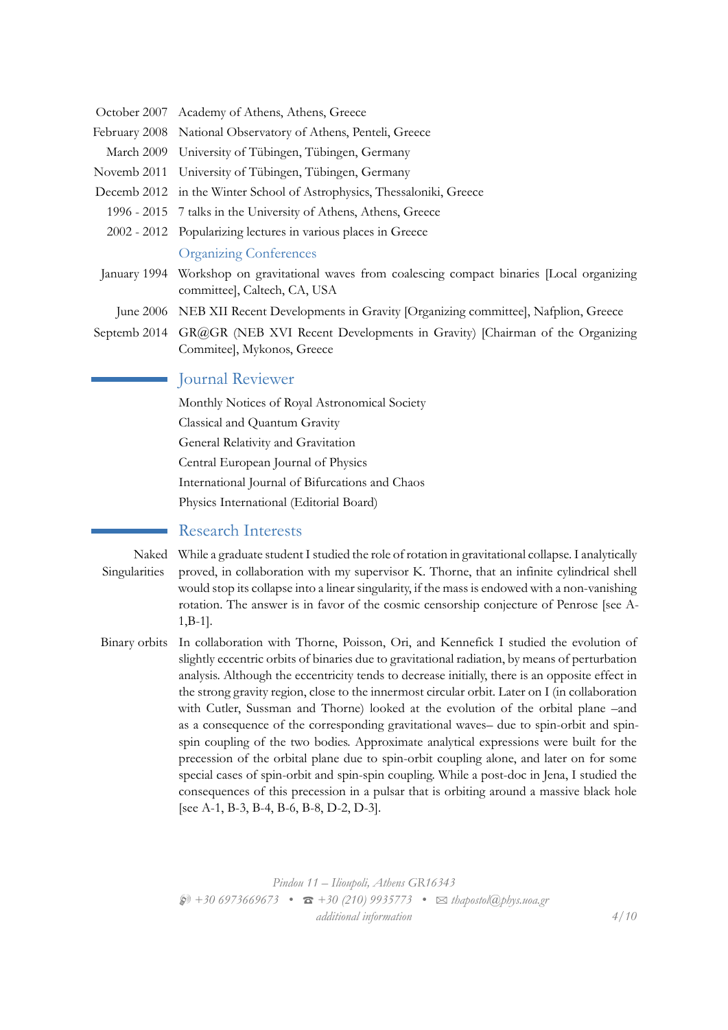| | |
|---|---|
| October 2007 | Academy of Athens, Athens, Greece |
| February 2008 | National Observatory of Athens, Penteli, Greece |
| March 2009 | University of Tübingen, Tübingen, Germany |
| Novemb 2011 | University of Tübingen, Tübingen, Germany |
| Decemb 2012 | in the Winter School of Astrophysics, Thessaloniki, Greece |
| 1996 - 2015 | 7 talks in the University of Athens, Athens, Greece |
| 2002 - 2012 | Popularizing lectures in various places in Greece |

### Organizing Conferences

| | |
|---|---|
| January 1994 | Workshop on gravitational waves from coalescing compact binaries [Local organizing committee], Caltech, CA, USA |
| June 2006 | NEB XII Recent Developments in Gravity [Organizing committee], Nafplion, Greece |
| Septemb 2014 | GR@GR (NEB XVI Recent Developments in Gravity) [Chairman of the Organizing Commitee], Mykonos, Greece |

## Journal Reviewer

Monthly Notices of Royal Astronomical Society
Classical and Quantum Gravity
General Relativity and Gravitation
Central European Journal of Physics
International Journal of Bifurcations and Chaos
Physics International (Editorial Board)

## Research Interests

**Naked Singularities**
While a graduate student I studied the role of rotation in gravitational collapse. I analytically proved, in collaboration with my supervisor K. Thorne, that an infinite cylindrical shell would stop its collapse into a linear singularity, if the mass is endowed with a non-vanishing rotation. The answer is in favor of the cosmic censorship conjecture of Penrose [see A-1,B-1].

**Binary orbits**
In collaboration with Thorne, Poisson, Ori, and Kennefick I studied the evolution of slightly eccentric orbits of binaries due to gravitational radiation, by means of perturbation analysis. Although the eccentricity tends to decrease initially, there is an opposite effect in the strong gravity region, close to the innermost circular orbit. Later on I (in collaboration with Cutler, Sussman and Thorne) looked at the evolution of the orbital plane –and as a consequence of the corresponding gravitational waves– due to spin-orbit and spin-spin coupling of the two bodies. Approximate analytical expressions were built for the precession of the orbital plane due to spin-orbit coupling alone, and later on for some special cases of spin-orbit and spin-spin coupling. While a post-doc in Jena, I studied the consequences of this precession in a pulsar that is orbiting around a massive black hole [see A-1, B-3, B-4, B-6, B-8, D-2, D-3].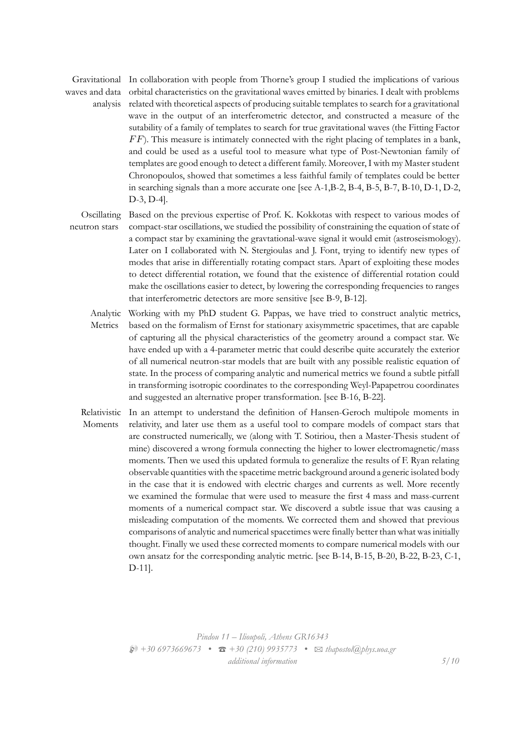**Gravitational waves and data analysis**
In collaboration with people from Thorne's group I studied the implications of various orbital characteristics on the gravitational waves emitted by binaries. I dealt with problems related with theoretical aspects of producing suitable templates to search for a gravitational wave in the output of an interferometric detector, and constructed a measure of the sutability of a family of templates to search for true gravitational waves (the Fitting Factor $FF$). This measure is intimately connected with the right placing of templates in a bank, and could be used as a useful tool to measure what type of Post-Newtonian family of templates are good enough to detect a different family. Moreover, I with my Master student Chronopoulos, showed that sometimes a less faithful family of templates could be better in searching signals than a more accurate one [see A-1,B-2, B-4, B-5, B-7, B-10, D-1, D-2, D-3, D-4].

**Oscillating neutron stars**
Based on the previous expertise of Prof. K. Kokkotas with respect to various modes of compact-star oscillations, we studied the possibility of constraining the equation of state of a compact star by examining the gravtational-wave signal it would emit (astroseismology). Later on I collaborated with N. Stergioulas and J. Font, trying to identify new types of modes that arise in differentially rotating compact stars. Apart of exploiting these modes to detect differential rotation, we found that the existence of differential rotation could make the oscillations easier to detect, by lowering the corresponding frequencies to ranges that interferometric detectors are more sensitive [see B-9, B-12].

**Analytic Metrics**
Working with my PhD student G. Pappas, we have tried to construct analytic metrics, based on the formalism of Ernst for stationary axisymmetric spacetimes, that are capable of capturing all the physical characteristics of the geometry around a compact star. We have ended up with a 4-parameter metric that could describe quite accurately the exterior of all numerical neutron-star models that are built with any possible realistic equation of state. In the process of comparing analytic and numerical metrics we found a subtle pitfall in transforming isotropic coordinates to the corresponding Weyl-Papapetrou coordinates and suggested an alternative proper transformation. [see B-16, B-22].

**Relativistic Moments**
In an attempt to understand the definition of Hansen-Geroch multipole moments in relativity, and later use them as a useful tool to compare models of compact stars that are constructed numerically, we (along with T. Sotiriou, then a Master-Thesis student of mine) discovered a wrong formula connecting the higher to lower electromagnetic/mass moments. Then we used this updated formula to generalize the results of F. Ryan relating observable quantities with the spacetime metric background around a generic isolated body in the case that it is endowed with electric charges and currents as well. More recently we examined the formulae that were used to measure the first 4 mass and mass-current moments of a numerical compact star. We discoverd a subtle issue that was causing a misleading computation of the moments. We corrected them and showed that previous comparisons of analytic and numerical spacetimes were finally better than what was initially thought. Finally we used these corrected moments to compare numerical models with our own ansatz for the corresponding analytic metric. [see B-14, B-15, B-20, B-22, B-23, C-1, D-11].

*Pindou 11 – Ilioupoli, Athens GR16343*
*+30 6973669673 • ☎ +30 (210) 9935773 • ✉ thapostol@phys.uoa.gr*
*additional information*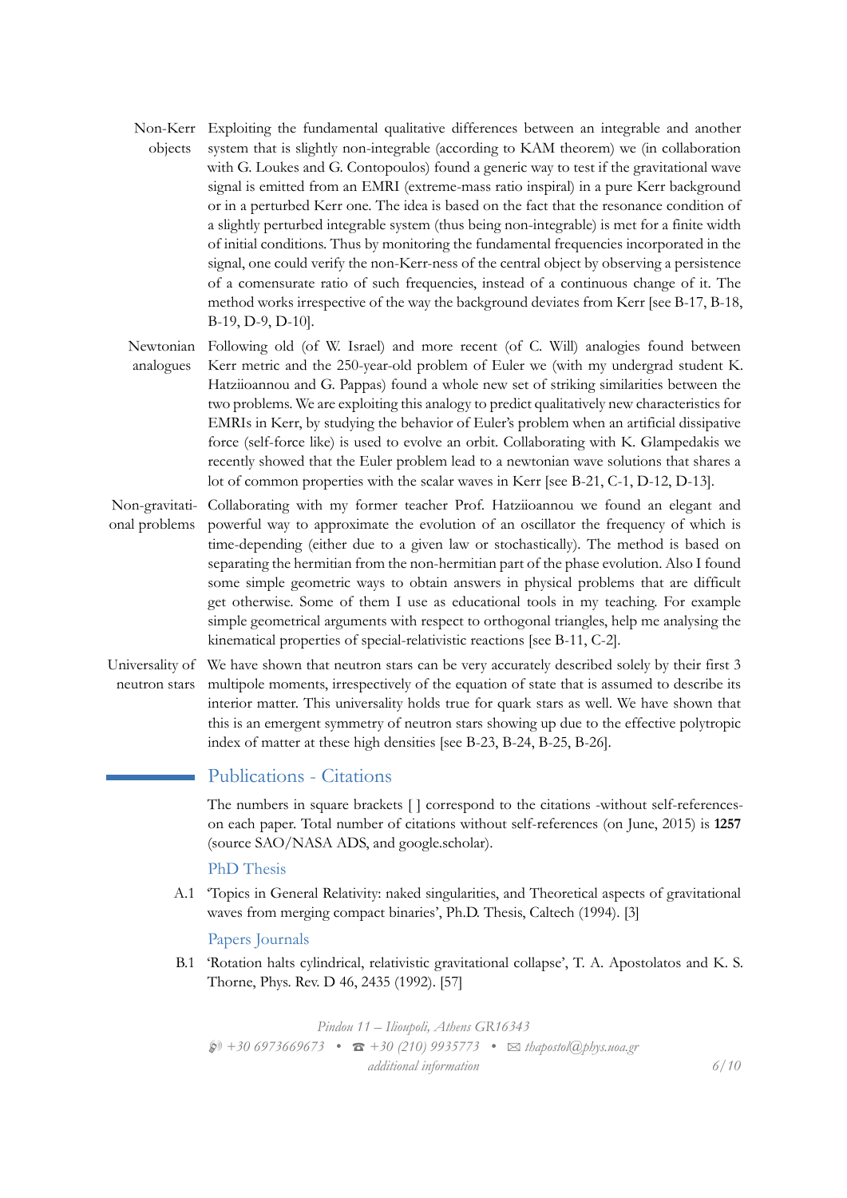**Non-Kerr objects** Exploiting the fundamental qualitative differences between an integrable and another system that is slightly non-integrable (according to KAM theorem) we (in collaboration with G. Loukes and G. Contopoulos) found a generic way to test if the gravitational wave signal is emitted from an EMRI (extreme-mass ratio inspiral) in a pure Kerr background or in a perturbed Kerr one. The idea is based on the fact that the resonance condition of a slightly perturbed integrable system (thus being non-integrable) is met for a finite width of initial conditions. Thus by monitoring the fundamental frequencies incorporated in the signal, one could verify the non-Kerr-ness of the central object by observing a persistence of a comensurate ratio of such frequencies, instead of a continuous change of it. The method works irrespective of the way the background deviates from Kerr [see B-17, B-18, B-19, D-9, D-10].

**Newtonian analogues** Following old (of W. Israel) and more recent (of C. Will) analogies found between Kerr metric and the 250-year-old problem of Euler we (with my undergrad student K. Hatziioannou and G. Pappas) found a whole new set of striking similarities between the two problems. We are exploiting this analogy to predict qualitatively new characteristics for EMRIs in Kerr, by studying the behavior of Euler's problem when an artificial dissipative force (self-force like) is used to evolve an orbit. Collaborating with K. Glampedakis we recently showed that the Euler problem lead to a newtonian wave solutions that shares a lot of common properties with the scalar waves in Kerr [see B-21, C-1, D-12, D-13].

**Non-gravitational problems** Collaborating with my former teacher Prof. Hatziioannou we found an elegant and powerful way to approximate the evolution of an oscillator the frequency of which is time-depending (either due to a given law or stochastically). The method is based on separating the hermitian from the non-hermitian part of the phase evolution. Also I found some simple geometric ways to obtain answers in physical problems that are difficult get otherwise. Some of them I use as educational tools in my teaching. For example simple geometrical arguments with respect to orthogonal triangles, help me analysing the kinematical properties of special-relativistic reactions [see B-11, C-2].

**Universality of neutron stars** We have shown that neutron stars can be very accurately described solely by their first 3 multipole moments, irrespectively of the equation of state that is assumed to describe its interior matter. This universality holds true for quark stars as well. We have shown that this is an emergent symmetry of neutron stars showing up due to the effective polytropic index of matter at these high densities [see B-23, B-24, B-25, B-26].

## Publications - Citations

The numbers in square brackets [ ] correspond to the citations -without self-references- on each paper. Total number of citations without self-references (on June, 2015) is **1257** (source SAO/NASA ADS, and google.scholar).

### PhD Thesis

A.1 'Topics in General Relativity: naked singularities, and Theoretical aspects of gravitational waves from merging compact binaries', Ph.D. Thesis, Caltech (1994). [3]

### Papers Journals

B.1 'Rotation halts cylindrical, relativistic gravitational collapse', T. A. Apostolatos and K. S. Thorne, Phys. Rev. D 46, 2435 (1992). [57]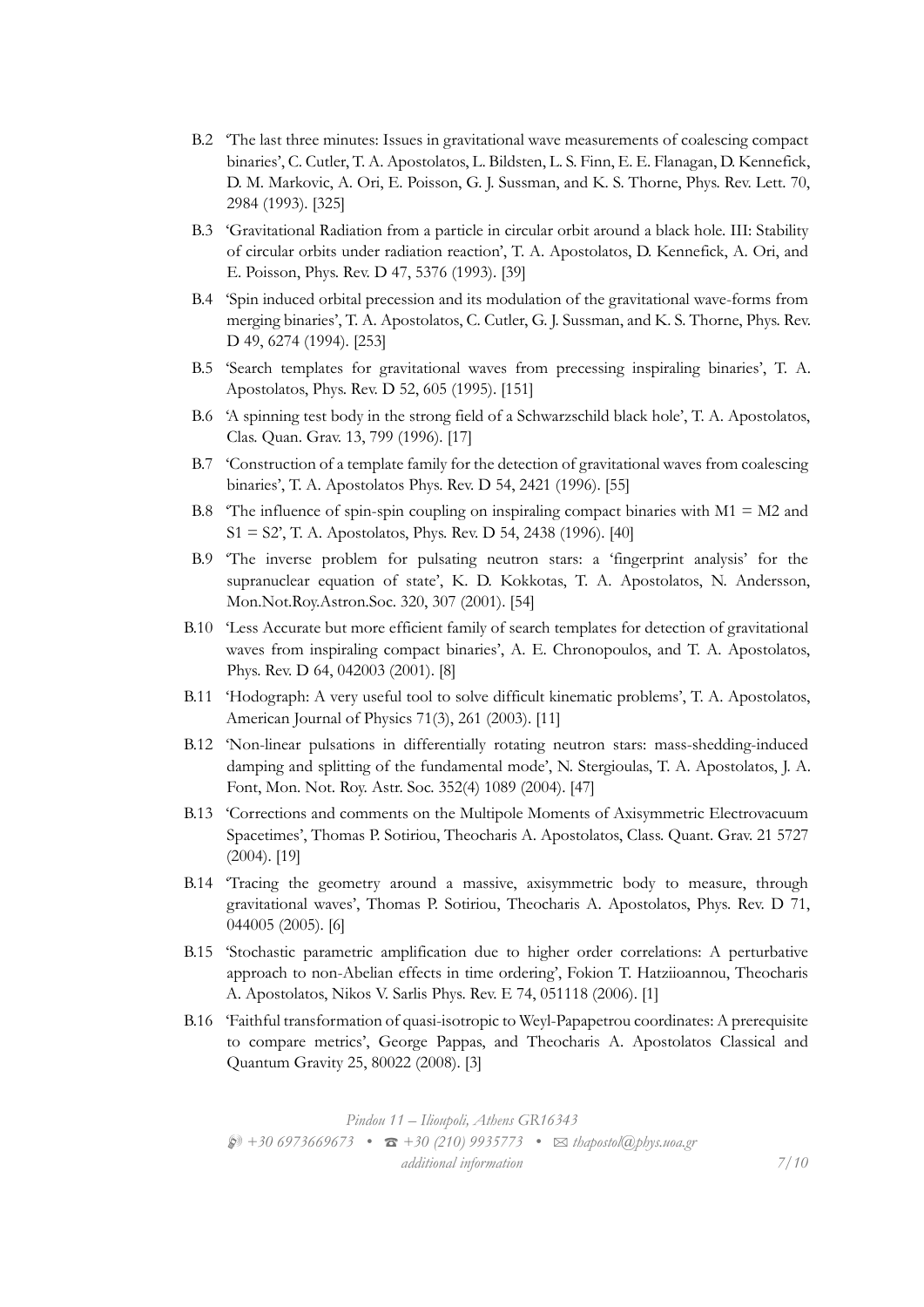B.2 'The last three minutes: Issues in gravitational wave measurements of coalescing compact binaries', C. Cutler, T. A. Apostolatos, L. Bildsten, L. S. Finn, E. E. Flanagan, D. Kennefick, D. M. Markovic, A. Ori, E. Poisson, G. J. Sussman, and K. S. Thorne, Phys. Rev. Lett. 70, 2984 (1993). [325]

B.3 'Gravitational Radiation from a particle in circular orbit around a black hole. III: Stability of circular orbits under radiation reaction', T. A. Apostolatos, D. Kennefick, A. Ori, and E. Poisson, Phys. Rev. D 47, 5376 (1993). [39]

B.4 'Spin induced orbital precession and its modulation of the gravitational wave-forms from merging binaries', T. A. Apostolatos, C. Cutler, G. J. Sussman, and K. S. Thorne, Phys. Rev. D 49, 6274 (1994). [253]

B.5 'Search templates for gravitational waves from precessing inspiraling binaries', T. A. Apostolatos, Phys. Rev. D 52, 605 (1995). [151]

B.6 'A spinning test body in the strong field of a Schwarzschild black hole', T. A. Apostolatos, Clas. Quan. Grav. 13, 799 (1996). [17]

B.7 'Construction of a template family for the detection of gravitational waves from coalescing binaries', T. A. Apostolatos Phys. Rev. D 54, 2421 (1996). [55]

B.8 'The influence of spin-spin coupling on inspiraling compact binaries with M1 = M2 and S1 = S2', T. A. Apostolatos, Phys. Rev. D 54, 2438 (1996). [40]

B.9 'The inverse problem for pulsating neutron stars: a 'fingerprint analysis' for the supranuclear equation of state', K. D. Kokkotas, T. A. Apostolatos, N. Andersson, Mon.Not.Roy.Astron.Soc. 320, 307 (2001). [54]

B.10 'Less Accurate but more efficient family of search templates for detection of gravitational waves from inspiraling compact binaries', A. E. Chronopoulos, and T. A. Apostolatos, Phys. Rev. D 64, 042003 (2001). [8]

B.11 'Hodograph: A very useful tool to solve difficult kinematic problems', T. A. Apostolatos, American Journal of Physics 71(3), 261 (2003). [11]

B.12 'Non-linear pulsations in differentially rotating neutron stars: mass-shedding-induced damping and splitting of the fundamental mode', N. Stergioulas, T. A. Apostolatos, J. A. Font, Mon. Not. Roy. Astr. Soc. 352(4) 1089 (2004). [47]

B.13 'Corrections and comments on the Multipole Moments of Axisymmetric Electrovacuum Spacetimes', Thomas P. Sotiriou, Theocharis A. Apostolatos, Class. Quant. Grav. 21 5727 (2004). [19]

B.14 'Tracing the geometry around a massive, axisymmetric body to measure, through gravitational waves', Thomas P. Sotiriou, Theocharis A. Apostolatos, Phys. Rev. D 71, 044005 (2005). [6]

B.15 'Stochastic parametric amplification due to higher order correlations: A perturbative approach to non-Abelian effects in time ordering', Fokion T. Hatziioannou, Theocharis A. Apostolatos, Nikos V. Sarlis Phys. Rev. E 74, 051118 (2006). [1]

B.16 'Faithful transformation of quasi-isotropic to Weyl-Papapetrou coordinates: A prerequisite to compare metrics', George Pappas, and Theocharis A. Apostolatos Classical and Quantum Gravity 25, 80022 (2008). [3]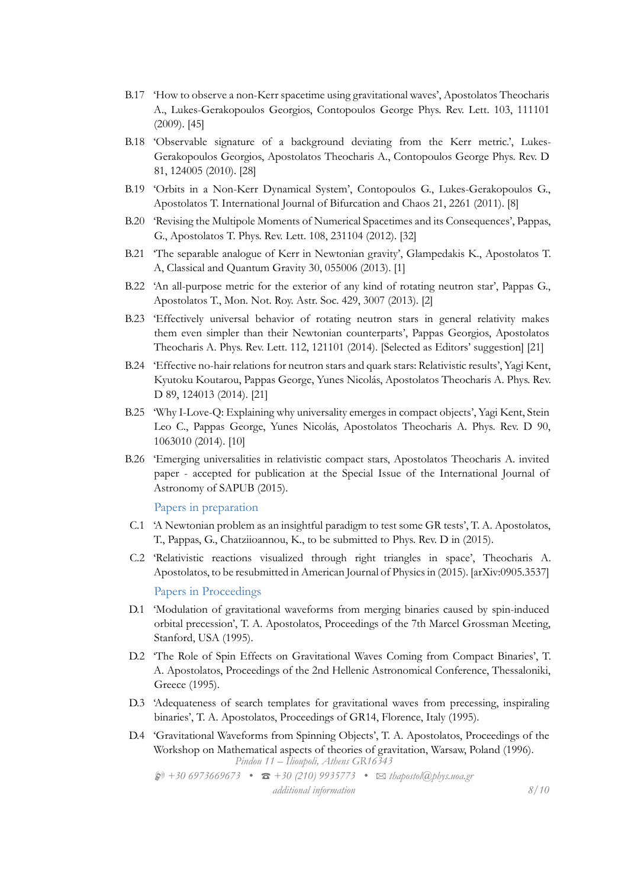- B.17 'How to observe a non-Kerr spacetime using gravitational waves', Apostolatos Theocharis A., Lukes-Gerakopoulos Georgios, Contopoulos George Phys. Rev. Lett. 103, 111101 (2009). [45]
- B.18 'Observable signature of a background deviating from the Kerr metric.', Lukes-Gerakopoulos Georgios, Apostolatos Theocharis A., Contopoulos George Phys. Rev. D 81, 124005 (2010). [28]
- B.19 'Orbits in a Non-Kerr Dynamical System', Contopoulos G., Lukes-Gerakopoulos G., Apostolatos T. International Journal of Bifurcation and Chaos 21, 2261 (2011). [8]
- B.20 'Revising the Multipole Moments of Numerical Spacetimes and its Consequences', Pappas, G., Apostolatos T. Phys. Rev. Lett. 108, 231104 (2012). [32]
- B.21 'The separable analogue of Kerr in Newtonian gravity', Glampedakis K., Apostolatos T. A, Classical and Quantum Gravity 30, 055006 (2013). [1]
- B.22 'An all-purpose metric for the exterior of any kind of rotating neutron star', Pappas G., Apostolatos T., Mon. Not. Roy. Astr. Soc. 429, 3007 (2013). [2]
- B.23 'Effectively universal behavior of rotating neutron stars in general relativity makes them even simpler than their Newtonian counterparts', Pappas Georgios, Apostolatos Theocharis A. Phys. Rev. Lett. 112, 121101 (2014). [Selected as Editors' suggestion] [21]
- B.24 'Effective no-hair relations for neutron stars and quark stars: Relativistic results', Yagi Kent, Kyutoku Koutarou, Pappas George, Yunes Nicolás, Apostolatos Theocharis A. Phys. Rev. D 89, 124013 (2014). [21]
- B.25 'Why I-Love-Q: Explaining why universality emerges in compact objects', Yagi Kent, Stein Leo C., Pappas George, Yunes Nicolás, Apostolatos Theocharis A. Phys. Rev. D 90, 1063010 (2014). [10]
- B.26 'Emerging universalities in relativistic compact stars, Apostolatos Theocharis A. invited paper - accepted for publication at the Special Issue of the International Journal of Astronomy of SAPUB (2015).

### Papers in preparation

- C.1 'A Newtonian problem as an insightful paradigm to test some GR tests', T. A. Apostolatos, T., Pappas, G., Chatziioannou, K., to be submitted to Phys. Rev. D in (2015).
- C.2 'Relativistic reactions visualized through right triangles in space', Theocharis A. Apostolatos, to be resubmitted in American Journal of Physics in (2015). [arXiv:0905.3537]

### Papers in Proceedings

- D.1 'Modulation of gravitational waveforms from merging binaries caused by spin-induced orbital precession', T. A. Apostolatos, Proceedings of the 7th Marcel Grossman Meeting, Stanford, USA (1995).
- D.2 'The Role of Spin Effects on Gravitational Waves Coming from Compact Binaries', T. A. Apostolatos, Proceedings of the 2nd Hellenic Astronomical Conference, Thessaloniki, Greece (1995).
- D.3 'Adequateness of search templates for gravitational waves from precessing, inspiraling binaries', T. A. Apostolatos, Proceedings of GR14, Florence, Italy (1995).
- D.4 'Gravitational Waveforms from Spinning Objects', T. A. Apostolatos, Proceedings of the Workshop on Mathematical aspects of theories of gravitation, Warsaw, Poland (1996).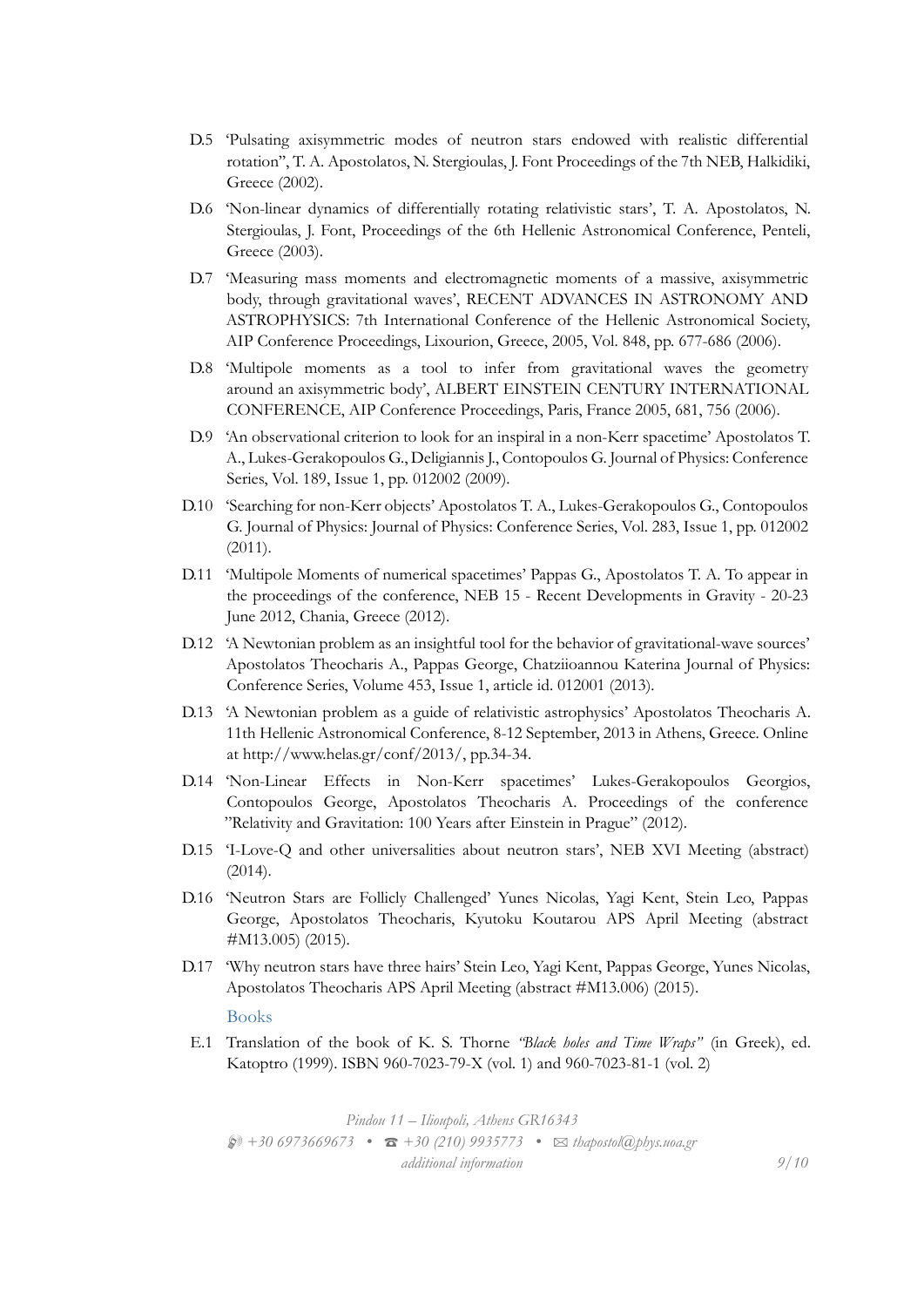D.5 'Pulsating axisymmetric modes of neutron stars endowed with realistic differential rotation", T. A. Apostolatos, N. Stergioulas, J. Font Proceedings of the 7th NEB, Halkidiki, Greece (2002).

D.6 'Non-linear dynamics of differentially rotating relativistic stars', T. A. Apostolatos, N. Stergioulas, J. Font, Proceedings of the 6th Hellenic Astronomical Conference, Penteli, Greece (2003).

D.7 'Measuring mass moments and electromagnetic moments of a massive, axisymmetric body, through gravitational waves', RECENT ADVANCES IN ASTRONOMY AND ASTROPHYSICS: 7th International Conference of the Hellenic Astronomical Society, AIP Conference Proceedings, Lixourion, Greece, 2005, Vol. 848, pp. 677-686 (2006).

D.8 'Multipole moments as a tool to infer from gravitational waves the geometry around an axisymmetric body', ALBERT EINSTEIN CENTURY INTERNATIONAL CONFERENCE, AIP Conference Proceedings, Paris, France 2005, 681, 756 (2006).

D.9 'An observational criterion to look for an inspiral in a non-Kerr spacetime' Apostolatos T. A., Lukes-Gerakopoulos G., Deligiannis J., Contopoulos G. Journal of Physics: Conference Series, Vol. 189, Issue 1, pp. 012002 (2009).

D.10 'Searching for non-Kerr objects' Apostolatos T. A., Lukes-Gerakopoulos G., Contopoulos G. Journal of Physics: Journal of Physics: Conference Series, Vol. 283, Issue 1, pp. 012002 (2011).

D.11 'Multipole Moments of numerical spacetimes' Pappas G., Apostolatos T. A. To appear in the proceedings of the conference, NEB 15 - Recent Developments in Gravity - 20-23 June 2012, Chania, Greece (2012).

D.12 'A Newtonian problem as an insightful tool for the behavior of gravitational-wave sources' Apostolatos Theocharis A., Pappas George, Chatziioannou Katerina Journal of Physics: Conference Series, Volume 453, Issue 1, article id. 012001 (2013).

D.13 'A Newtonian problem as a guide of relativistic astrophysics' Apostolatos Theocharis A. 11th Hellenic Astronomical Conference, 8-12 September, 2013 in Athens, Greece. Online at http://www.helas.gr/conf/2013/, pp.34-34.

D.14 'Non-Linear Effects in Non-Kerr spacetimes' Lukes-Gerakopoulos Georgios, Contopoulos George, Apostolatos Theocharis A. Proceedings of the conference "Relativity and Gravitation: 100 Years after Einstein in Prague" (2012).

D.15 'I-Love-Q and other universalities about neutron stars', NEB XVI Meeting (abstract) (2014).

D.16 'Neutron Stars are Follicly Challenged' Yunes Nicolas, Yagi Kent, Stein Leo, Pappas George, Apostolatos Theocharis, Kyutoku Koutarou APS April Meeting (abstract #M13.005) (2015).

D.17 'Why neutron stars have three hairs' Stein Leo, Yagi Kent, Pappas George, Yunes Nicolas, Apostolatos Theocharis APS April Meeting (abstract #M13.006) (2015).

## Books

E.1 Translation of the book of K. S. Thorne *"Black holes and Time Wraps"* (in Greek), ed. Katoptro (1999). ISBN 960-7023-79-X (vol. 1) and 960-7023-81-1 (vol. 2)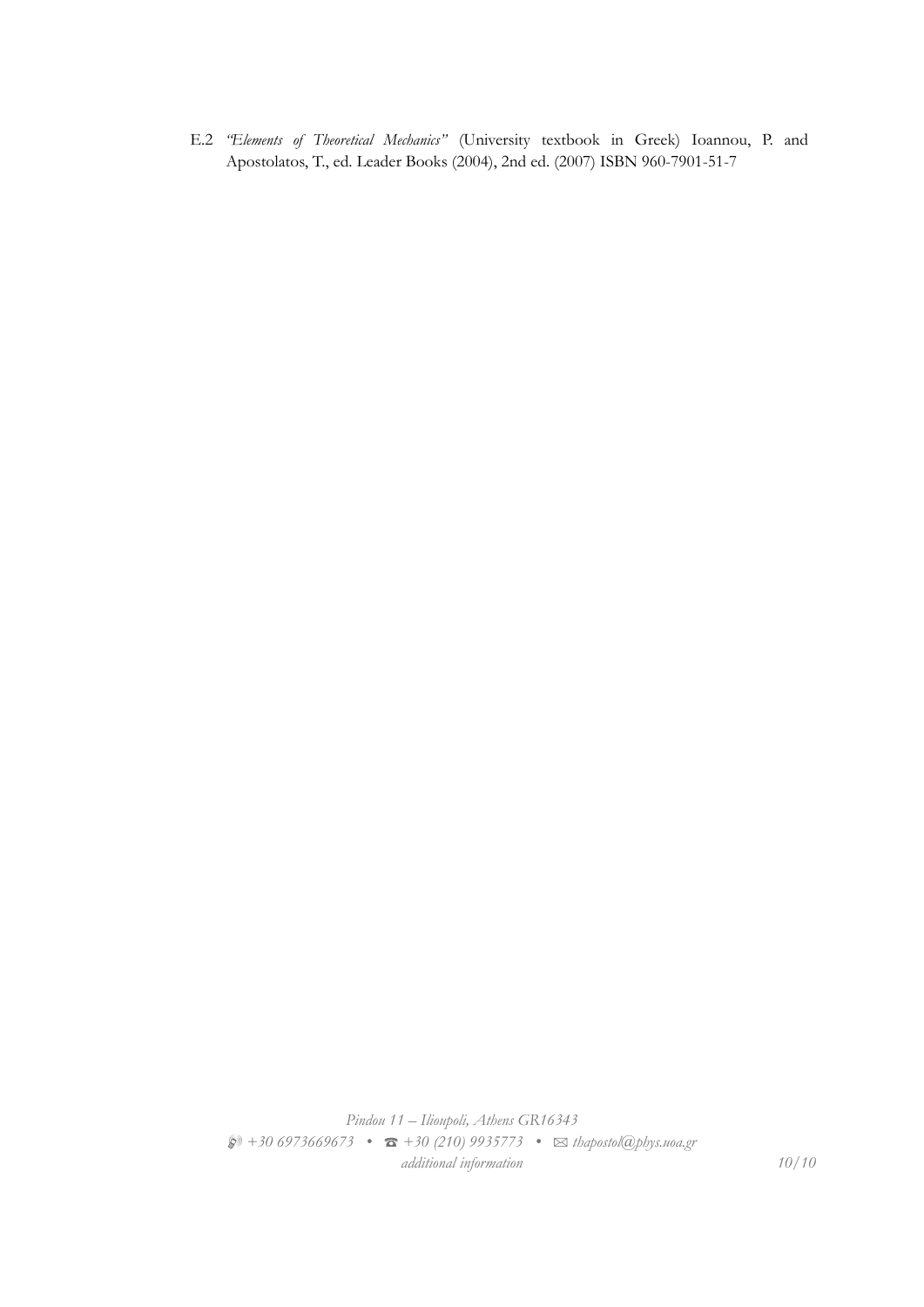E.2 *"Elements of Theoretical Mechanics"* (University textbook in Greek) Ioannou, P. and Apostolatos, T., ed. Leader Books (2004), 2nd ed. (2007) ISBN 960-7901-51-7